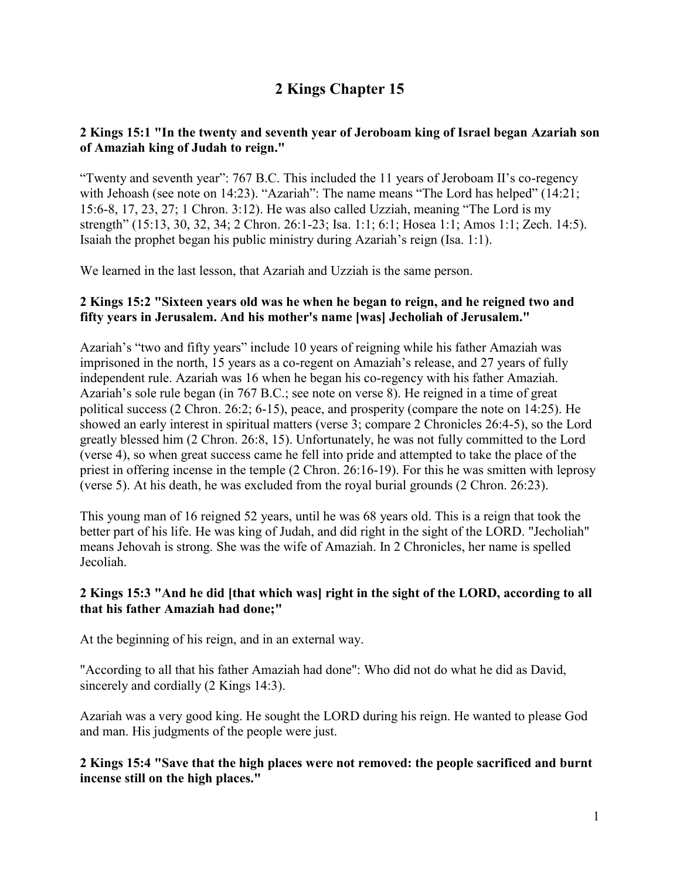# 2 Kings Chapter 15

**2 Kings 15:1 "In the twenty and seventh year of Jeroboam king of Israel began Azariah son of Amaziah king of Judah to reign."**

"Twenty and seventh year": 767 B.C. This included the 11 years of Jeroboam II's co-regency with Jehoash (see note on 14:23). "Azariah": The name means "The Lord has helped" (14:21; 15:6-8, 17, 23, 27; 1 Chron. 3:12). He was also called Uzziah, meaning "The Lord is my strength" (15:13, 30, 32, 34; 2 Chron. 26:1-23; Isa. 1:1; 6:1; Hosea 1:1; Amos 1:1; Zech. 14:5). Isaiah the prophet began his public ministry during Azariah's reign (Isa. 1:1).

We learned in the last lesson, that Azariah and Uzziah is the same person.

**2 Kings 15:2 "Sixteen years old was he when he began to reign, and he reigned two and fifty years in Jerusalem. And his mother's name [was] Jecholiah of Jerusalem."**

Azariah's "two and fifty years" include 10 years of reigning while his father Amaziah was imprisoned in the north, 15 years as a co-regent on Amaziah's release, and 27 years of fully independent rule. Azariah was 16 when he began his co-regency with his father Amaziah. Azariah's sole rule began (in 767 B.C.; see note on verse 8). He reigned in a time of great political success (2 Chron. 26:2; 6-15), peace, and prosperity (compare the note on 14:25). He showed an early interest in spiritual matters (verse 3; compare 2 Chronicles 26:4-5), so the Lord greatly blessed him (2 Chron. 26:8, 15). Unfortunately, he was not fully committed to the Lord (verse 4), so when great success came he fell into pride and attempted to take the place of the priest in offering incense in the temple (2 Chron. 26:16-19). For this he was smitten with leprosy (verse 5). At his death, he was excluded from the royal burial grounds (2 Chron. 26:23).

This young man of 16 reigned 52 years, until he was 68 years old. This is a reign that took the better part of his life. He was king of Judah, and did right in the sight of the LORD. "Jecholiah" means Jehovah is strong. She was the wife of Amaziah. In 2 Chronicles, her name is spelled Jecoliah.

**2 Kings 15:3 "And he did [that which was] right in the sight of the LORD, according to all that his father Amaziah had done;"**

At the beginning of his reign, and in an external way.

"According to all that his father Amaziah had done": Who did not do what he did as David, sincerely and cordially (2 Kings 14:3).

Azariah was a very good king. He sought the LORD during his reign. He wanted to please God and man. His judgments of the people were just.

**2 Kings 15:4 "Save that the high places were not removed: the people sacrificed and burnt incense still on the high places."**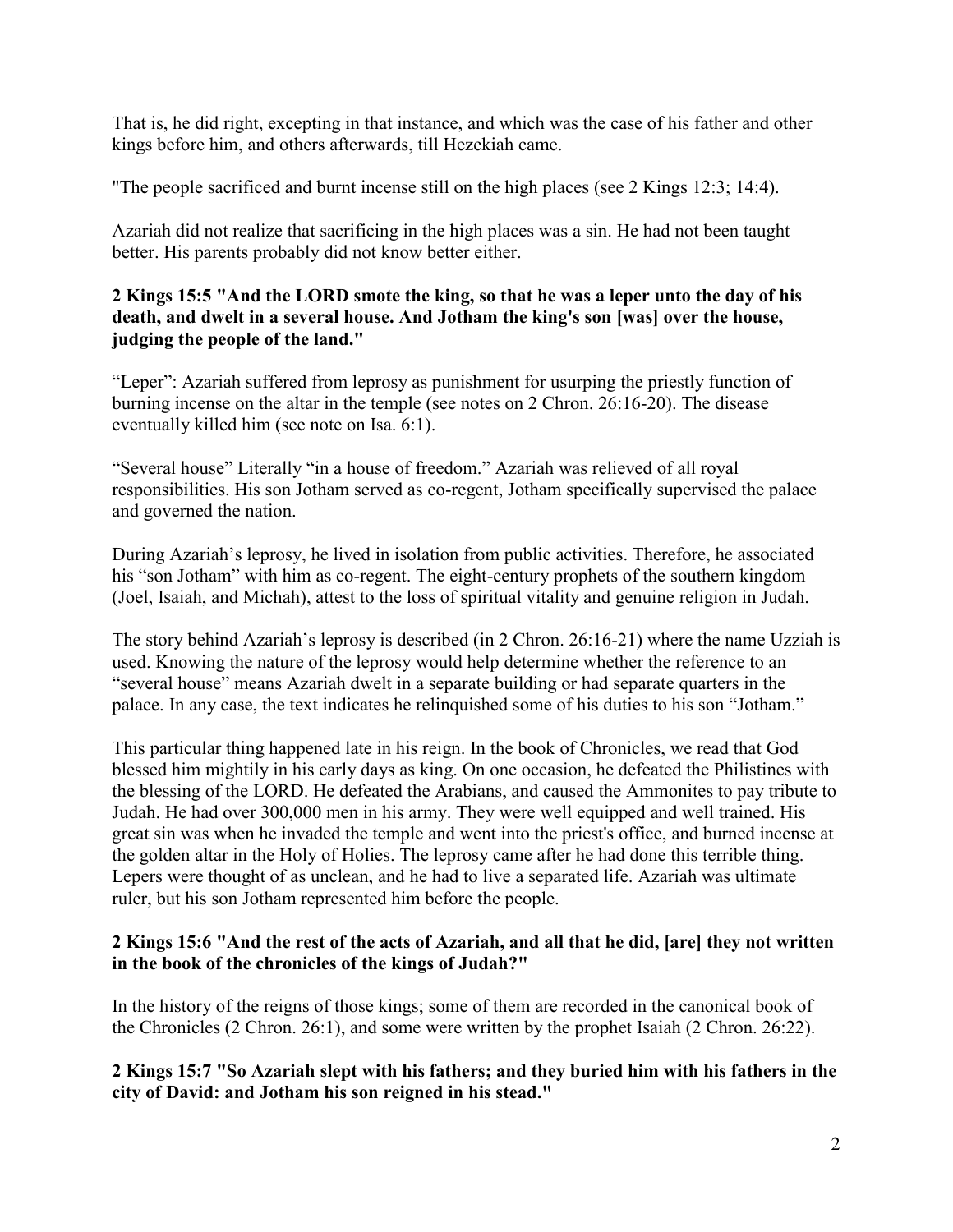That is, he did right, excepting in that instance, and which was the case of his father and other kings before him, and others afterwards, till Hezekiah came.

"The people sacrificed and burnt incense still on the high places (see 2 Kings 12:3; 14:4).

Azariah did not realize that sacrificing in the high places was a sin. He had not been taught better. His parents probably did not know better either.

**2 Kings 15:5 "And the LORD smote the king, so that he was a leper unto the day of his death, and dwelt in a several house. And Jotham the king's son [was] over the house, judging the people of the land."**

"Leper": Azariah suffered from leprosy as punishment for usurping the priestly function of burning incense on the altar in the temple (see notes on 2 Chron. 26:16-20). The disease eventually killed him (see note on Isa. 6:1).

"Several house" Literally "in a house of freedom." Azariah was relieved of all royal responsibilities. His son Jotham served as co-regent, Jotham specifically supervised the palace and governed the nation.

During Azariah's leprosy, he lived in isolation from public activities. Therefore, he associated his "son Jotham" with him as co-regent. The eight-century prophets of the southern kingdom (Joel, Isaiah, and Michah), attest to the loss of spiritual vitality and genuine religion in Judah.

The story behind Azariah's leprosy is described (in 2 Chron. 26:16-21) where the name Uzziah is used. Knowing the nature of the leprosy would help determine whether the reference to an "several house" means Azariah dwelt in a separate building or had separate quarters in the palace. In any case, the text indicates he relinquished some of his duties to his son "Jotham."

This particular thing happened late in his reign. In the book of Chronicles, we read that God blessed him mightily in his early days as king. On one occasion, he defeated the Philistines with the blessing of the LORD. He defeated the Arabians, and caused the Ammonites to pay tribute to Judah. He had over 300,000 men in his army. They were well equipped and well trained. His great sin was when he invaded the temple and went into the priest's office, and burned incense at the golden altar in the Holy of Holies. The leprosy came after he had done this terrible thing. Lepers were thought of as unclean, and he had to live a separated life. Azariah was ultimate ruler, but his son Jotham represented him before the people.

**2 Kings 15:6 "And the rest of the acts of Azariah, and all that he did, [are] they not written in the book of the chronicles of the kings of Judah?"**

In the history of the reigns of those kings; some of them are recorded in the canonical book of the Chronicles (2 Chron. 26:1), and some were written by the prophet Isaiah (2 Chron. 26:22).

**2 Kings 15:7 "So Azariah slept with his fathers; and they buried him with his fathers in the city of David: and Jotham his son reigned in his stead."**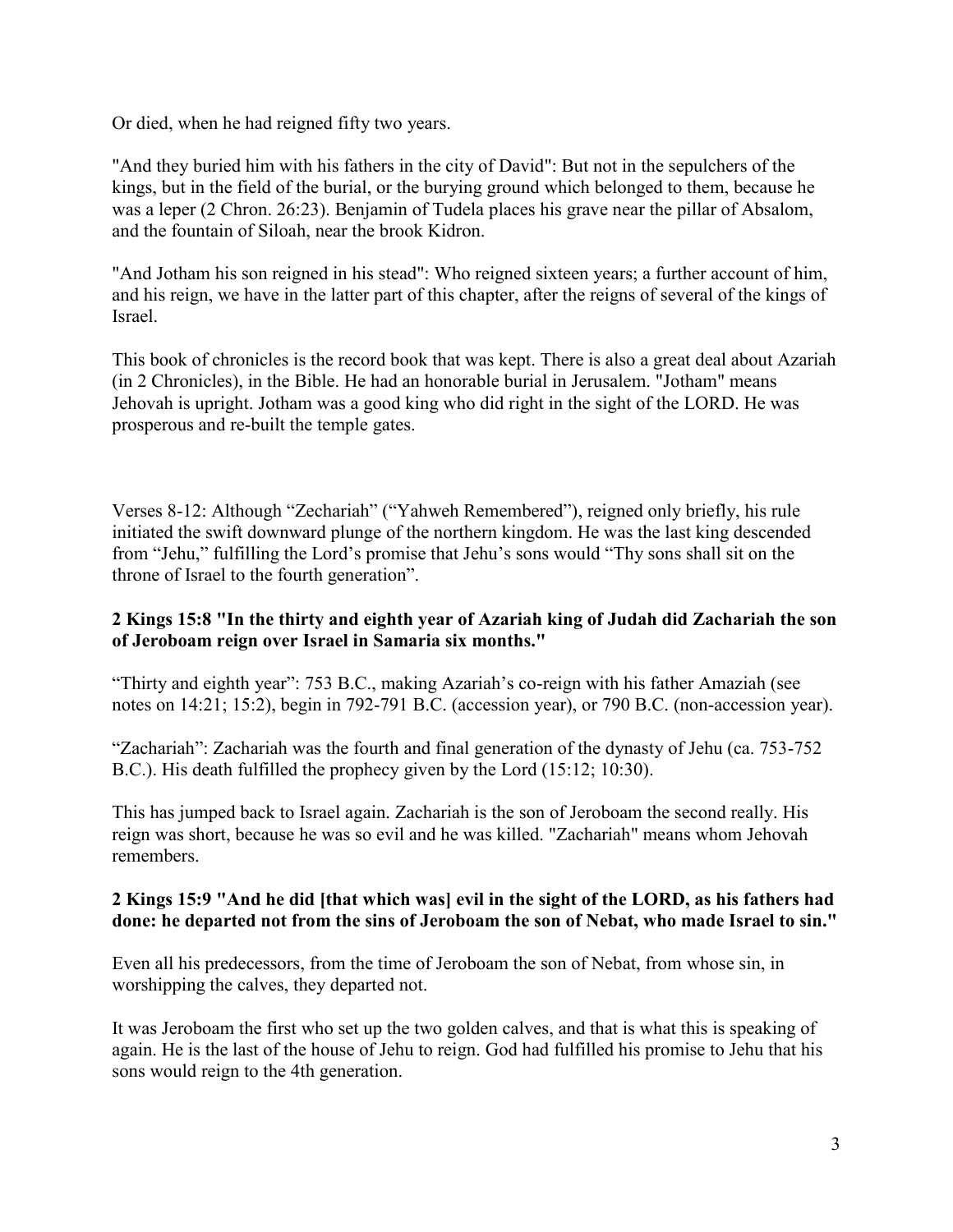Or died, when he had reigned fifty two years.

"And they buried him with his fathers in the city of David": But not in the sepulchers of the kings, but in the field of the burial, or the burying ground which belonged to them, because he was a leper (2 Chron. 26:23). Benjamin of Tudela places his grave near the pillar of Absalom, and the fountain of Siloah, near the brook Kidron.

"And Jotham his son reigned in his stead": Who reigned sixteen years; a further account of him, and his reign, we have in the latter part of this chapter, after the reigns of several of the kings of Israel.

This book of chronicles is the record book that was kept. There is also a great deal about Azariah (in 2 Chronicles), in the Bible. He had an honorable burial in Jerusalem. "Jotham" means Jehovah is upright. Jotham was a good king who did right in the sight of the LORD. He was prosperous and re-built the temple gates.

Verses 8-12: Although "Zechariah" ("Yahweh Remembered"), reigned only briefly, his rule initiated the swift downward plunge of the northern kingdom. He was the last king descended from "Jehu," fulfilling the Lord's promise that Jehu's sons would "Thy sons shall sit on the throne of Israel to the fourth generation".

**2 Kings 15:8 "In the thirty and eighth year of Azariah king of Judah did Zachariah the son of Jeroboam reign over Israel in Samaria six months."**

"Thirty and eighth year": 753 B.C., making Azariah's co-reign with his father Amaziah (see notes on 14:21; 15:2), begin in 792-791 B.C. (accession year), or 790 B.C. (non-accession year).

"Zachariah": Zachariah was the fourth and final generation of the dynasty of Jehu (ca. 753-752 B.C.). His death fulfilled the prophecy given by the Lord (15:12; 10:30).

This has jumped back to Israel again. Zachariah is the son of Jeroboam the second really. His reign was short, because he was so evil and he was killed. "Zachariah" means whom Jehovah remembers.

**2 Kings 15:9 "And he did [that which was] evil in the sight of the LORD, as his fathers had done: he departed not from the sins of Jeroboam the son of Nebat, who made Israel to sin."**

Even all his predecessors, from the time of Jeroboam the son of Nebat, from whose sin, in worshipping the calves, they departed not.

It was Jeroboam the first who set up the two golden calves, and that is what this is speaking of again. He is the last of the house of Jehu to reign. God had fulfilled his promise to Jehu that his sons would reign to the 4th generation.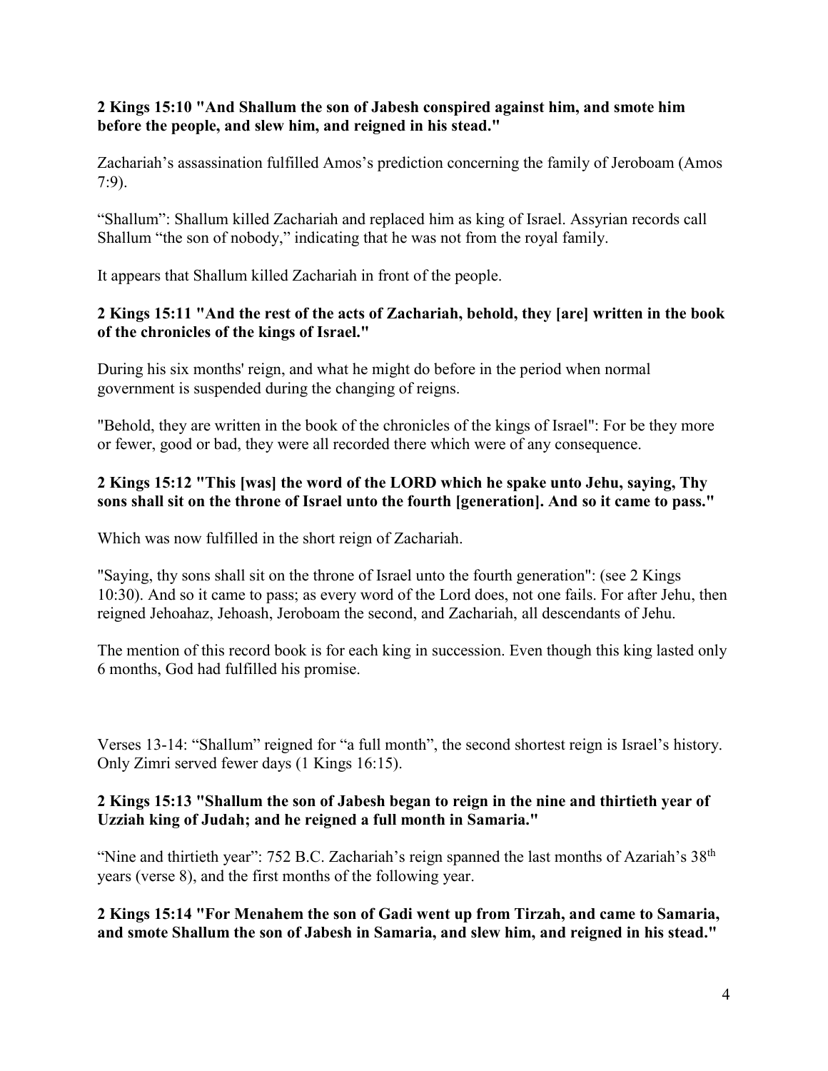**2 Kings 15:10 "And Shallum the son of Jabesh conspired against him, and smote him before the people, and slew him, and reigned in his stead."**

Zachariah's assassination fulfilled Amos's prediction concerning the family of Jeroboam (Amos 7:9).

"Shallum": Shallum killed Zachariah and replaced him as king of Israel. Assyrian records call Shallum "the son of nobody," indicating that he was not from the royal family.

It appears that Shallum killed Zachariah in front of the people.

**2 Kings 15:11 "And the rest of the acts of Zachariah, behold, they [are] written in the book of the chronicles of the kings of Israel."**

During his six months' reign, and what he might do before in the period when normal government is suspended during the changing of reigns.

"Behold, they are written in the book of the chronicles of the kings of Israel": For be they more or fewer, good or bad, they were all recorded there which were of any consequence.

**2 Kings 15:12 "This [was] the word of the LORD which he spake unto Jehu, saying, Thy sons shall sit on the throne of Israel unto the fourth [generation]. And so it came to pass."**

Which was now fulfilled in the short reign of Zachariah.

"Saying, thy sons shall sit on the throne of Israel unto the fourth generation": (see 2 Kings 10:30). And so it came to pass; as every word of the Lord does, not one fails. For after Jehu, then reigned Jehoahaz, Jehoash, Jeroboam the second, and Zachariah, all descendants of Jehu.

The mention of this record book is for each king in succession. Even though this king lasted only 6 months, God had fulfilled his promise.

Verses 13-14: "Shallum" reigned for "a full month", the second shortest reign is Israel's history. Only Zimri served fewer days (1 Kings 16:15).

**2 Kings 15:13 "Shallum the son of Jabesh began to reign in the nine and thirtieth year of Uzziah king of Judah; and he reigned a full month in Samaria."**

"Nine and thirtieth year": 752 B.C. Zachariah's reign spanned the last months of Azariah's 38th years (verse 8), and the first months of the following year.

**2 Kings 15:14 "For Menahem the son of Gadi went up from Tirzah, and came to Samaria, and smote Shallum the son of Jabesh in Samaria, and slew him, and reigned in his stead."**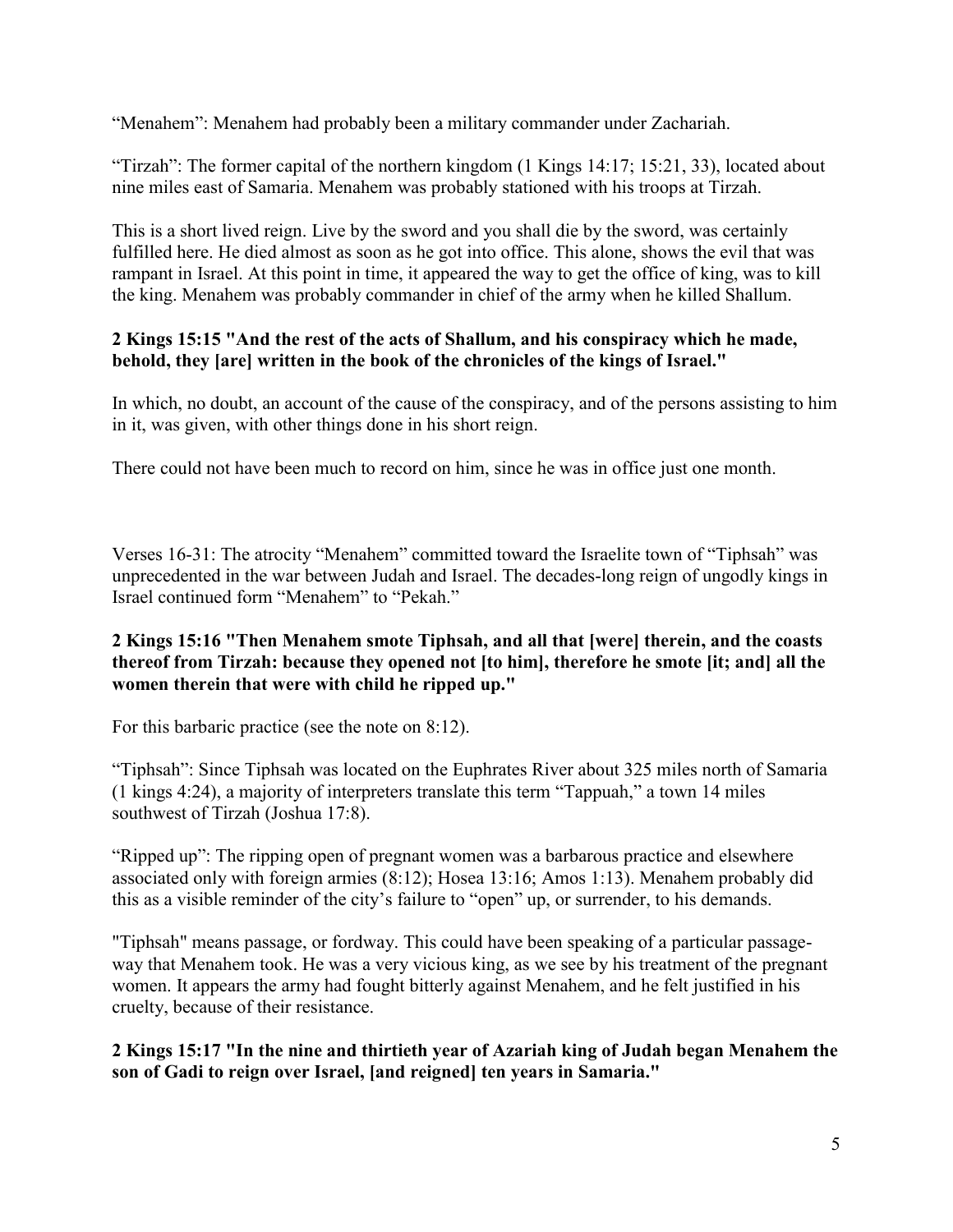“Menahem”: Menahem had probably been a military commander under Zachariah.

“Tirzah”: The former capital of the northern kingdom (1 Kings 14:17; 15:21, 33), located about nine miles east of Samaria. Menahem was probably stationed with his troops at Tirzah.

This is a short lived reign. Live by the sword and you shall die by the sword, was certainly fulfilled here. He died almost as soon as he got into office. This alone, shows the evil that was rampant in Israel. At this point in time, it appeared the way to get the office of king, was to kill the king. Menahem was probably commander in chief of the army when he killed Shallum.

**2 Kings 15:15 "And the rest of the acts of Shallum, and his conspiracy which he made, behold, they [are] written in the book of the chronicles of the kings of Israel."**

In which, no doubt, an account of the cause of the conspiracy, and of the persons assisting to him in it, was given, with other things done in his short reign.

There could not have been much to record on him, since he was in office just one month.

Verses 16-31: The atrocity “Menahem” committed toward the Israelite town of “Tiphsah” was unprecedented in the war between Judah and Israel. The decades-long reign of ungodly kings in Israel continued form “Menahem” to “Pekah.”

**2 Kings 15:16 "Then Menahem smote Tiphsah, and all that [were] therein, and the coasts thereof from Tirzah: because they opened not [to him], therefore he smote [it; and] all the women therein that were with child he ripped up."**

For this barbaric practice (see the note on 8:12).

“Tiphsah”: Since Tiphsah was located on the Euphrates River about 325 miles north of Samaria (1 kings 4:24), a majority of interpreters translate this term “Tappuah,” a town 14 miles southwest of Tirzah (Joshua 17:8).

“Ripped up”: The ripping open of pregnant women was a barbarous practice and elsewhere associated only with foreign armies (8:12); Hosea 13:16; Amos 1:13). Menahem probably did this as a visible reminder of the city’s failure to “open” up, or surrender, to his demands.

"Tiphsah" means passage, or fordway. This could have been speaking of a particular passage-way that Menahem took. He was a very vicious king, as we see by his treatment of the pregnant women. It appears the army had fought bitterly against Menahem, and he felt justified in his cruelty, because of their resistance.

**2 Kings 15:17 "In the nine and thirtieth year of Azariah king of Judah began Menahem the son of Gadi to reign over Israel, [and reigned] ten years in Samaria."**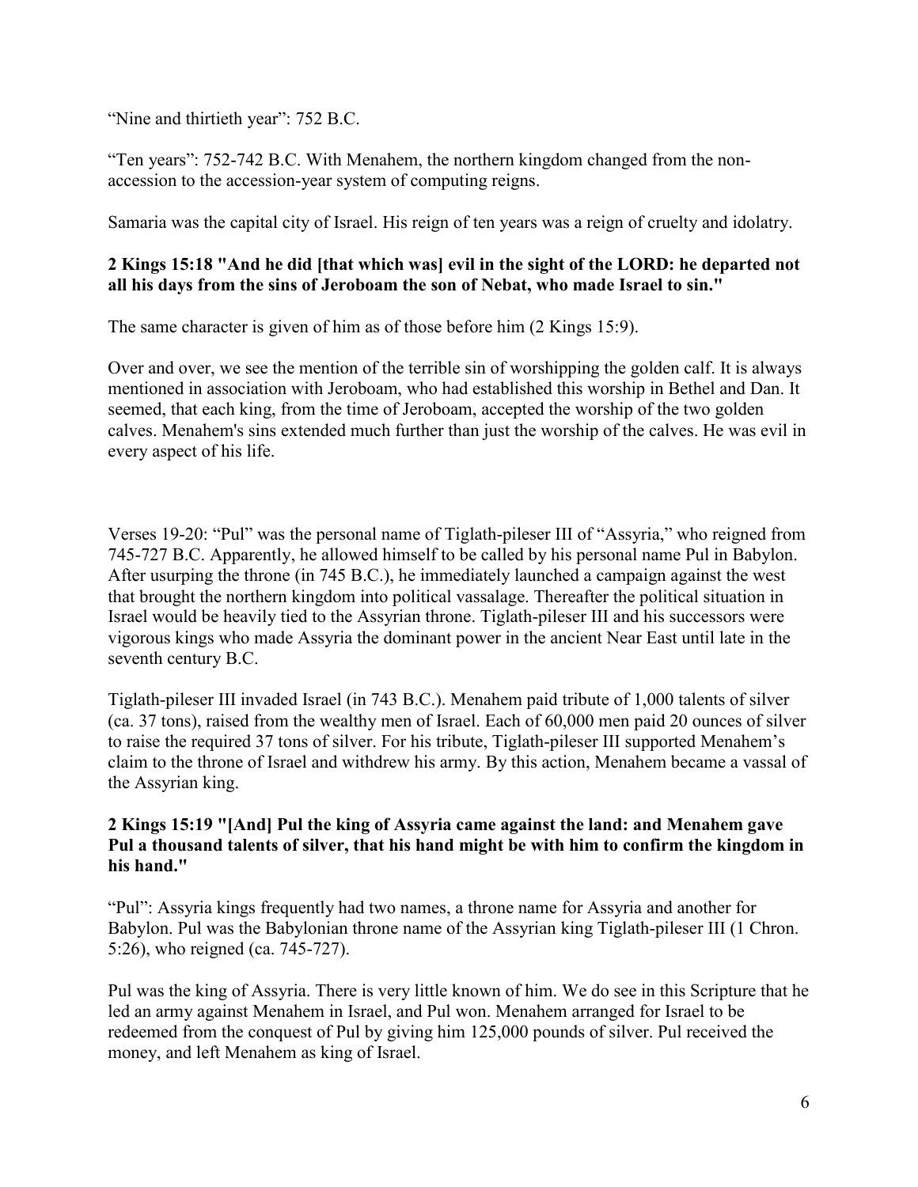"Nine and thirtieth year": 752 B.C.

"Ten years": 752-742 B.C. With Menahem, the northern kingdom changed from the non-accession to the accession-year system of computing reigns.

Samaria was the capital city of Israel. His reign of ten years was a reign of cruelty and idolatry.

**2 Kings 15:18 "And he did [that which was] evil in the sight of the LORD: he departed not all his days from the sins of Jeroboam the son of Nebat, who made Israel to sin."**

The same character is given of him as of those before him (2 Kings 15:9).

Over and over, we see the mention of the terrible sin of worshipping the golden calf. It is always mentioned in association with Jeroboam, who had established this worship in Bethel and Dan. It seemed, that each king, from the time of Jeroboam, accepted the worship of the two golden calves. Menahem's sins extended much further than just the worship of the calves. He was evil in every aspect of his life.

Verses 19-20: "Pul" was the personal name of Tiglath-pileser III of "Assyria," who reigned from 745-727 B.C. Apparently, he allowed himself to be called by his personal name Pul in Babylon. After usurping the throne (in 745 B.C.), he immediately launched a campaign against the west that brought the northern kingdom into political vassalage. Thereafter the political situation in Israel would be heavily tied to the Assyrian throne. Tiglath-pileser III and his successors were vigorous kings who made Assyria the dominant power in the ancient Near East until late in the seventh century B.C.

Tiglath-pileser III invaded Israel (in 743 B.C.). Menahem paid tribute of 1,000 talents of silver (ca. 37 tons), raised from the wealthy men of Israel. Each of 60,000 men paid 20 ounces of silver to raise the required 37 tons of silver. For his tribute, Tiglath-pileser III supported Menahem's claim to the throne of Israel and withdrew his army. By this action, Menahem became a vassal of the Assyrian king.

**2 Kings 15:19 "[And] Pul the king of Assyria came against the land: and Menahem gave Pul a thousand talents of silver, that his hand might be with him to confirm the kingdom in his hand."**

"Pul": Assyria kings frequently had two names, a throne name for Assyria and another for Babylon. Pul was the Babylonian throne name of the Assyrian king Tiglath-pileser III (1 Chron. 5:26), who reigned (ca. 745-727).

Pul was the king of Assyria. There is very little known of him. We do see in this Scripture that he led an army against Menahem in Israel, and Pul won. Menahem arranged for Israel to be redeemed from the conquest of Pul by giving him 125,000 pounds of silver. Pul received the money, and left Menahem as king of Israel.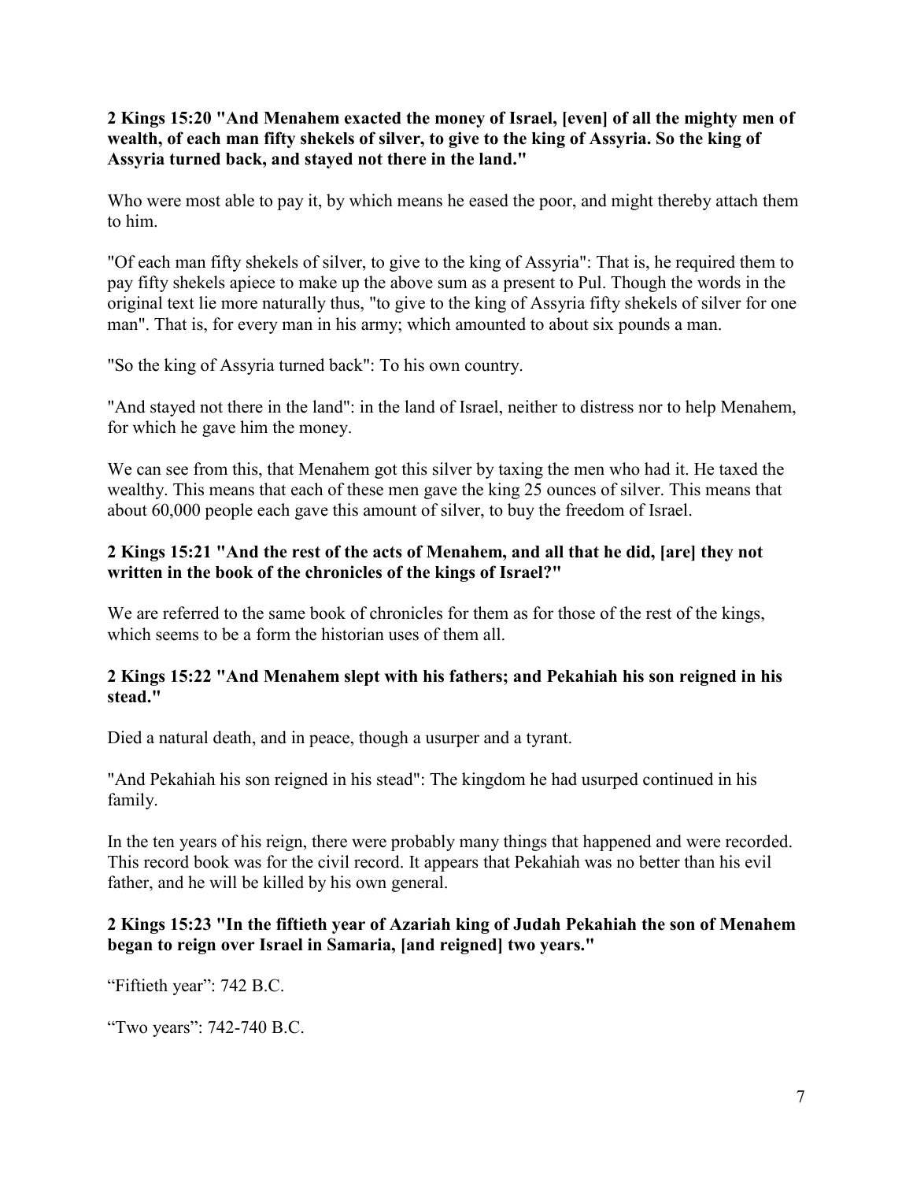**2 Kings 15:20 "And Menahem exacted the money of Israel, [even] of all the mighty men of wealth, of each man fifty shekels of silver, to give to the king of Assyria. So the king of Assyria turned back, and stayed not there in the land."**

Who were most able to pay it, by which means he eased the poor, and might thereby attach them to him.

"Of each man fifty shekels of silver, to give to the king of Assyria": That is, he required them to pay fifty shekels apiece to make up the above sum as a present to Pul. Though the words in the original text lie more naturally thus, "to give to the king of Assyria fifty shekels of silver for one man". That is, for every man in his army; which amounted to about six pounds a man.

"So the king of Assyria turned back": To his own country.

"And stayed not there in the land": in the land of Israel, neither to distress nor to help Menahem, for which he gave him the money.

We can see from this, that Menahem got this silver by taxing the men who had it. He taxed the wealthy. This means that each of these men gave the king 25 ounces of silver. This means that about 60,000 people each gave this amount of silver, to buy the freedom of Israel.

**2 Kings 15:21 "And the rest of the acts of Menahem, and all that he did, [are] they not written in the book of the chronicles of the kings of Israel?"**

We are referred to the same book of chronicles for them as for those of the rest of the kings, which seems to be a form the historian uses of them all.

**2 Kings 15:22 "And Menahem slept with his fathers; and Pekahiah his son reigned in his stead."**

Died a natural death, and in peace, though a usurper and a tyrant.

"And Pekahiah his son reigned in his stead": The kingdom he had usurped continued in his family.

In the ten years of his reign, there were probably many things that happened and were recorded. This record book was for the civil record. It appears that Pekahiah was no better than his evil father, and he will be killed by his own general.

**2 Kings 15:23 "In the fiftieth year of Azariah king of Judah Pekahiah the son of Menahem began to reign over Israel in Samaria, [and reigned] two years."**

"Fiftieth year": 742 B.C.

"Two years": 742-740 B.C.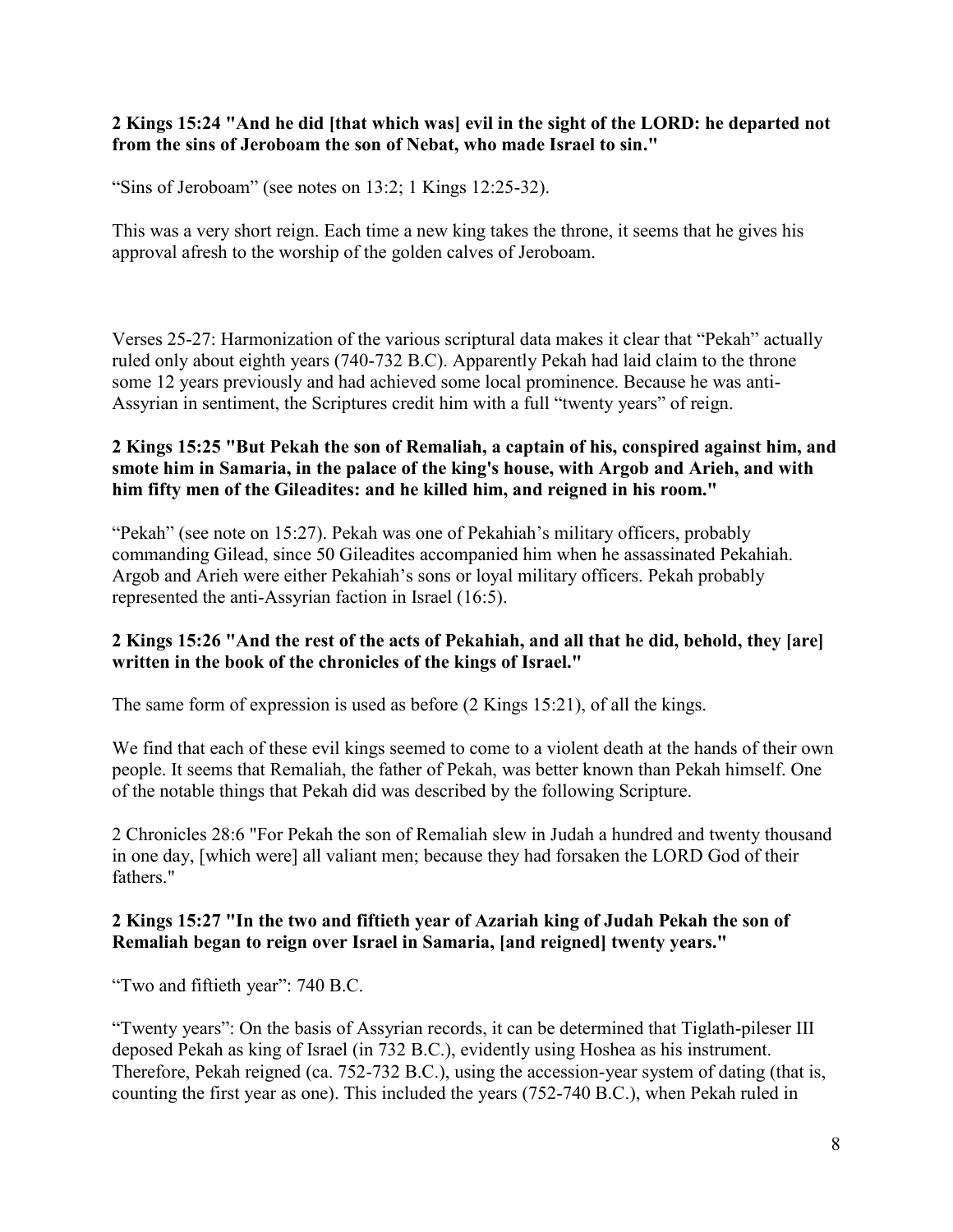**2 Kings 15:24 "And he did [that which was] evil in the sight of the LORD: he departed not from the sins of Jeroboam the son of Nebat, who made Israel to sin."**

"Sins of Jeroboam" (see notes on 13:2; 1 Kings 12:25-32).

This was a very short reign. Each time a new king takes the throne, it seems that he gives his approval afresh to the worship of the golden calves of Jeroboam.

Verses 25-27: Harmonization of the various scriptural data makes it clear that "Pekah" actually ruled only about eighth years (740-732 B.C). Apparently Pekah had laid claim to the throne some 12 years previously and had achieved some local prominence. Because he was anti-Assyrian in sentiment, the Scriptures credit him with a full "twenty years" of reign.

**2 Kings 15:25 "But Pekah the son of Remaliah, a captain of his, conspired against him, and smote him in Samaria, in the palace of the king's house, with Argob and Arieh, and with him fifty men of the Gileadites: and he killed him, and reigned in his room."**

"Pekah" (see note on 15:27). Pekah was one of Pekahiah's military officers, probably commanding Gilead, since 50 Gileadites accompanied him when he assassinated Pekahiah. Argob and Arieh were either Pekahiah's sons or loyal military officers. Pekah probably represented the anti-Assyrian faction in Israel (16:5).

**2 Kings 15:26 "And the rest of the acts of Pekahiah, and all that he did, behold, they [are] written in the book of the chronicles of the kings of Israel."**

The same form of expression is used as before (2 Kings 15:21), of all the kings.

We find that each of these evil kings seemed to come to a violent death at the hands of their own people. It seems that Remaliah, the father of Pekah, was better known than Pekah himself. One of the notable things that Pekah did was described by the following Scripture.

2 Chronicles 28:6 "For Pekah the son of Remaliah slew in Judah a hundred and twenty thousand in one day, [which were] all valiant men; because they had forsaken the LORD God of their fathers."

**2 Kings 15:27 "In the two and fiftieth year of Azariah king of Judah Pekah the son of Remaliah began to reign over Israel in Samaria, [and reigned] twenty years."**

"Two and fiftieth year": 740 B.C.

"Twenty years": On the basis of Assyrian records, it can be determined that Tiglath-pileser III deposed Pekah as king of Israel (in 732 B.C.), evidently using Hoshea as his instrument. Therefore, Pekah reigned (ca. 752-732 B.C.), using the accession-year system of dating (that is, counting the first year as one). This included the years (752-740 B.C.), when Pekah ruled in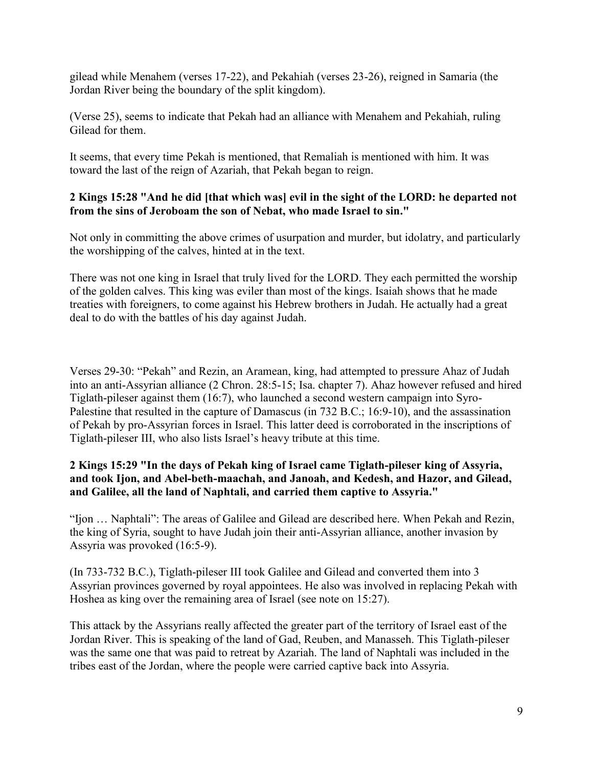gilead while Menahem (verses 17-22), and Pekahiah (verses 23-26), reigned in Samaria (the Jordan River being the boundary of the split kingdom).

(Verse 25), seems to indicate that Pekah had an alliance with Menahem and Pekahiah, ruling Gilead for them.

It seems, that every time Pekah is mentioned, that Remaliah is mentioned with him. It was toward the last of the reign of Azariah, that Pekah began to reign.

**2 Kings 15:28 "And he did [that which was] evil in the sight of the LORD: he departed not from the sins of Jeroboam the son of Nebat, who made Israel to sin."**

Not only in committing the above crimes of usurpation and murder, but idolatry, and particularly the worshipping of the calves, hinted at in the text.

There was not one king in Israel that truly lived for the LORD. They each permitted the worship of the golden calves. This king was eviler than most of the kings. Isaiah shows that he made treaties with foreigners, to come against his Hebrew brothers in Judah. He actually had a great deal to do with the battles of his day against Judah.

Verses 29-30: "Pekah" and Rezin, an Aramean, king, had attempted to pressure Ahaz of Judah into an anti-Assyrian alliance (2 Chron. 28:5-15; Isa. chapter 7). Ahaz however refused and hired Tiglath-pileser against them (16:7), who launched a second western campaign into Syro-Palestine that resulted in the capture of Damascus (in 732 B.C.; 16:9-10), and the assassination of Pekah by pro-Assyrian forces in Israel. This latter deed is corroborated in the inscriptions of Tiglath-pileser III, who also lists Israel's heavy tribute at this time.

**2 Kings 15:29 "In the days of Pekah king of Israel came Tiglath-pileser king of Assyria, and took Ijon, and Abel-beth-maachah, and Janoah, and Kedesh, and Hazor, and Gilead, and Galilee, all the land of Naphtali, and carried them captive to Assyria."**

"Ijon … Naphtali": The areas of Galilee and Gilead are described here. When Pekah and Rezin, the king of Syria, sought to have Judah join their anti-Assyrian alliance, another invasion by Assyria was provoked (16:5-9).

(In 733-732 B.C.), Tiglath-pileser III took Galilee and Gilead and converted them into 3 Assyrian provinces governed by royal appointees. He also was involved in replacing Pekah with Hoshea as king over the remaining area of Israel (see note on 15:27).

This attack by the Assyrians really affected the greater part of the territory of Israel east of the Jordan River. This is speaking of the land of Gad, Reuben, and Manasseh. This Tiglath-pileser was the same one that was paid to retreat by Azariah. The land of Naphtali was included in the tribes east of the Jordan, where the people were carried captive back into Assyria.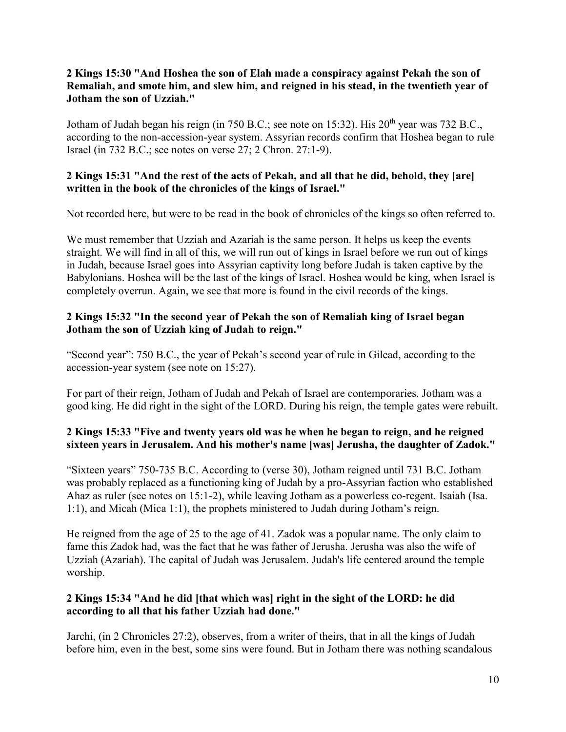**2 Kings 15:30 "And Hoshea the son of Elah made a conspiracy against Pekah the son of Remaliah, and smote him, and slew him, and reigned in his stead, in the twentieth year of Jotham the son of Uzziah."**

Jotham of Judah began his reign (in 750 B.C.; see note on 15:32). His 20th year was 732 B.C., according to the non-accession-year system. Assyrian records confirm that Hoshea began to rule Israel (in 732 B.C.; see notes on verse 27; 2 Chron. 27:1-9).

**2 Kings 15:31 "And the rest of the acts of Pekah, and all that he did, behold, they [are] written in the book of the chronicles of the kings of Israel."**

Not recorded here, but were to be read in the book of chronicles of the kings so often referred to.

We must remember that Uzziah and Azariah is the same person. It helps us keep the events straight. We will find in all of this, we will run out of kings in Israel before we run out of kings in Judah, because Israel goes into Assyrian captivity long before Judah is taken captive by the Babylonians. Hoshea will be the last of the kings of Israel. Hoshea would be king, when Israel is completely overrun. Again, we see that more is found in the civil records of the kings.

**2 Kings 15:32 "In the second year of Pekah the son of Remaliah king of Israel began Jotham the son of Uzziah king of Judah to reign."**

"Second year": 750 B.C., the year of Pekah's second year of rule in Gilead, according to the accession-year system (see note on 15:27).

For part of their reign, Jotham of Judah and Pekah of Israel are contemporaries. Jotham was a good king. He did right in the sight of the LORD. During his reign, the temple gates were rebuilt.

**2 Kings 15:33 "Five and twenty years old was he when he began to reign, and he reigned sixteen years in Jerusalem. And his mother's name [was] Jerusha, the daughter of Zadok."**

"Sixteen years" 750-735 B.C. According to (verse 30), Jotham reigned until 731 B.C. Jotham was probably replaced as a functioning king of Judah by a pro-Assyrian faction who established Ahaz as ruler (see notes on 15:1-2), while leaving Jotham as a powerless co-regent. Isaiah (Isa. 1:1), and Micah (Mica 1:1), the prophets ministered to Judah during Jotham's reign.

He reigned from the age of 25 to the age of 41. Zadok was a popular name. The only claim to fame this Zadok had, was the fact that he was father of Jerusha. Jerusha was also the wife of Uzziah (Azariah). The capital of Judah was Jerusalem. Judah's life centered around the temple worship.

**2 Kings 15:34 "And he did [that which was] right in the sight of the LORD: he did according to all that his father Uzziah had done."**

Jarchi, (in 2 Chronicles 27:2), observes, from a writer of theirs, that in all the kings of Judah before him, even in the best, some sins were found. But in Jotham there was nothing scandalous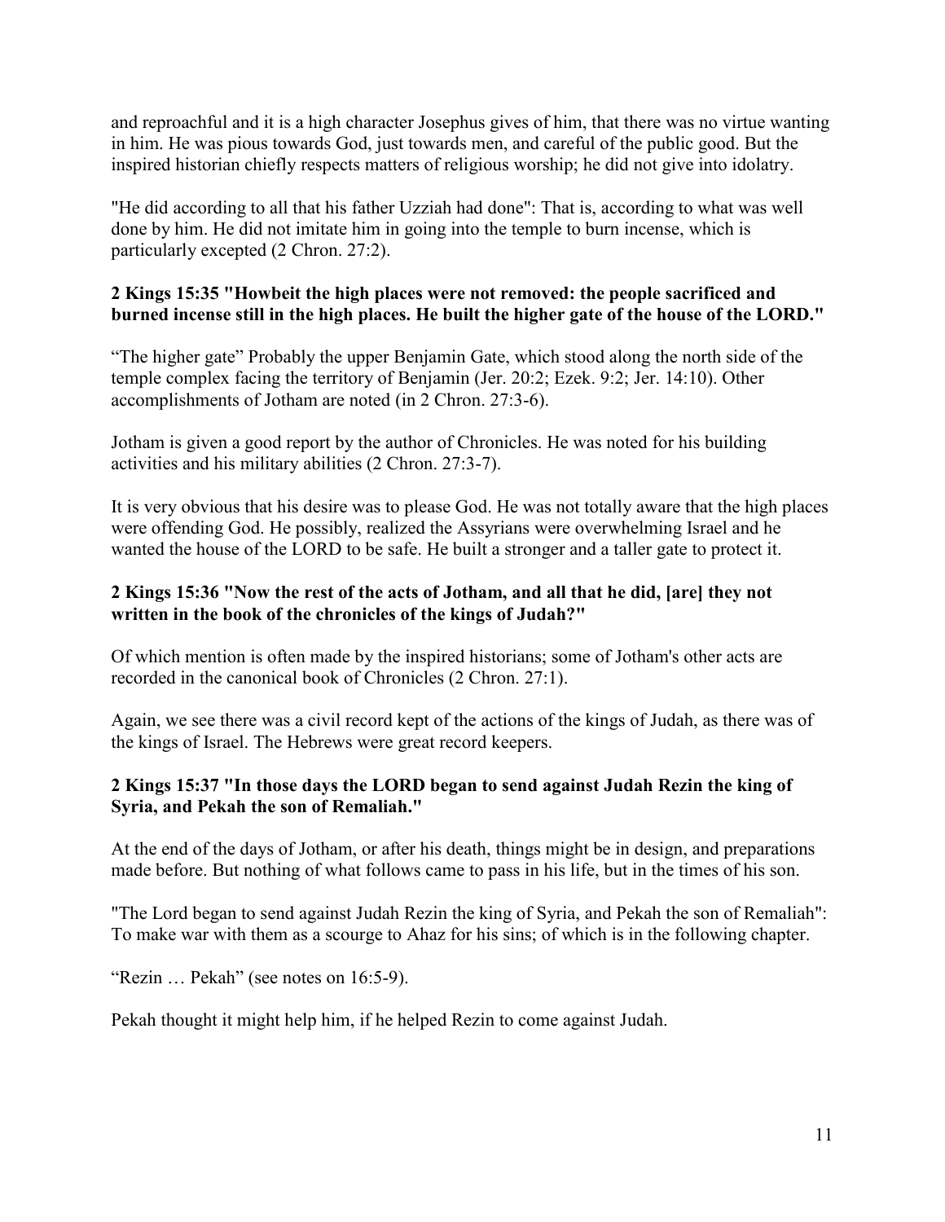and reproachful and it is a high character Josephus gives of him, that there was no virtue wanting in him. He was pious towards God, just towards men, and careful of the public good. But the inspired historian chiefly respects matters of religious worship; he did not give into idolatry.

"He did according to all that his father Uzziah had done": That is, according to what was well done by him. He did not imitate him in going into the temple to burn incense, which is particularly excepted (2 Chron. 27:2).

**2 Kings 15:35 "Howbeit the high places were not removed: the people sacrificed and burned incense still in the high places. He built the higher gate of the house of the LORD."**

"The higher gate" Probably the upper Benjamin Gate, which stood along the north side of the temple complex facing the territory of Benjamin (Jer. 20:2; Ezek. 9:2; Jer. 14:10). Other accomplishments of Jotham are noted (in 2 Chron. 27:3-6).

Jotham is given a good report by the author of Chronicles. He was noted for his building activities and his military abilities (2 Chron. 27:3-7).

It is very obvious that his desire was to please God. He was not totally aware that the high places were offending God. He possibly, realized the Assyrians were overwhelming Israel and he wanted the house of the LORD to be safe. He built a stronger and a taller gate to protect it.

**2 Kings 15:36 "Now the rest of the acts of Jotham, and all that he did, [are] they not written in the book of the chronicles of the kings of Judah?"**

Of which mention is often made by the inspired historians; some of Jotham's other acts are recorded in the canonical book of Chronicles (2 Chron. 27:1).

Again, we see there was a civil record kept of the actions of the kings of Judah, as there was of the kings of Israel. The Hebrews were great record keepers.

**2 Kings 15:37 "In those days the LORD began to send against Judah Rezin the king of Syria, and Pekah the son of Remaliah."**

At the end of the days of Jotham, or after his death, things might be in design, and preparations made before. But nothing of what follows came to pass in his life, but in the times of his son.

"The Lord began to send against Judah Rezin the king of Syria, and Pekah the son of Remaliah": To make war with them as a scourge to Ahaz for his sins; of which is in the following chapter.

"Rezin … Pekah" (see notes on 16:5-9).

Pekah thought it might help him, if he helped Rezin to come against Judah.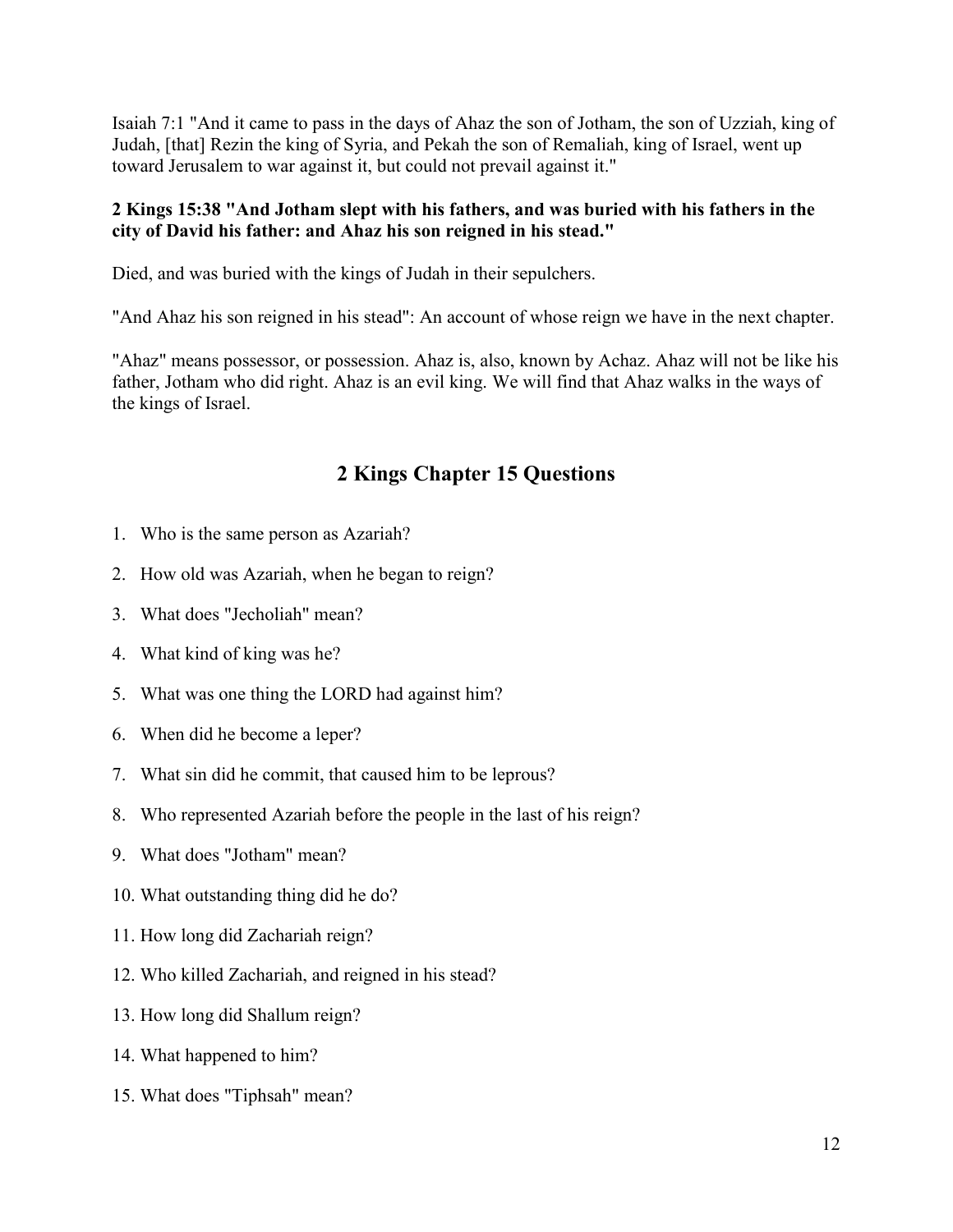Isaiah 7:1 "And it came to pass in the days of Ahaz the son of Jotham, the son of Uzziah, king of Judah, [that] Rezin the king of Syria, and Pekah the son of Remaliah, king of Israel, went up toward Jerusalem to war against it, but could not prevail against it."

**2 Kings 15:38 "And Jotham slept with his fathers, and was buried with his fathers in the city of David his father: and Ahaz his son reigned in his stead."**

Died, and was buried with the kings of Judah in their sepulchers.

"And Ahaz his son reigned in his stead": An account of whose reign we have in the next chapter.

"Ahaz" means possessor, or possession. Ahaz is, also, known by Achaz. Ahaz will not be like his father, Jotham who did right. Ahaz is an evil king. We will find that Ahaz walks in the ways of the kings of Israel.

## 2 Kings Chapter 15 Questions

1. Who is the same person as Azariah?
2. How old was Azariah, when he began to reign?
3. What does "Jecholiah" mean?
4. What kind of king was he?
5. What was one thing the LORD had against him?
6. When did he become a leper?
7. What sin did he commit, that caused him to be leprous?
8. Who represented Azariah before the people in the last of his reign?
9. What does "Jotham" mean?
10. What outstanding thing did he do?
11. How long did Zachariah reign?
12. Who killed Zachariah, and reigned in his stead?
13. How long did Shallum reign?
14. What happened to him?
15. What does "Tiphsah" mean?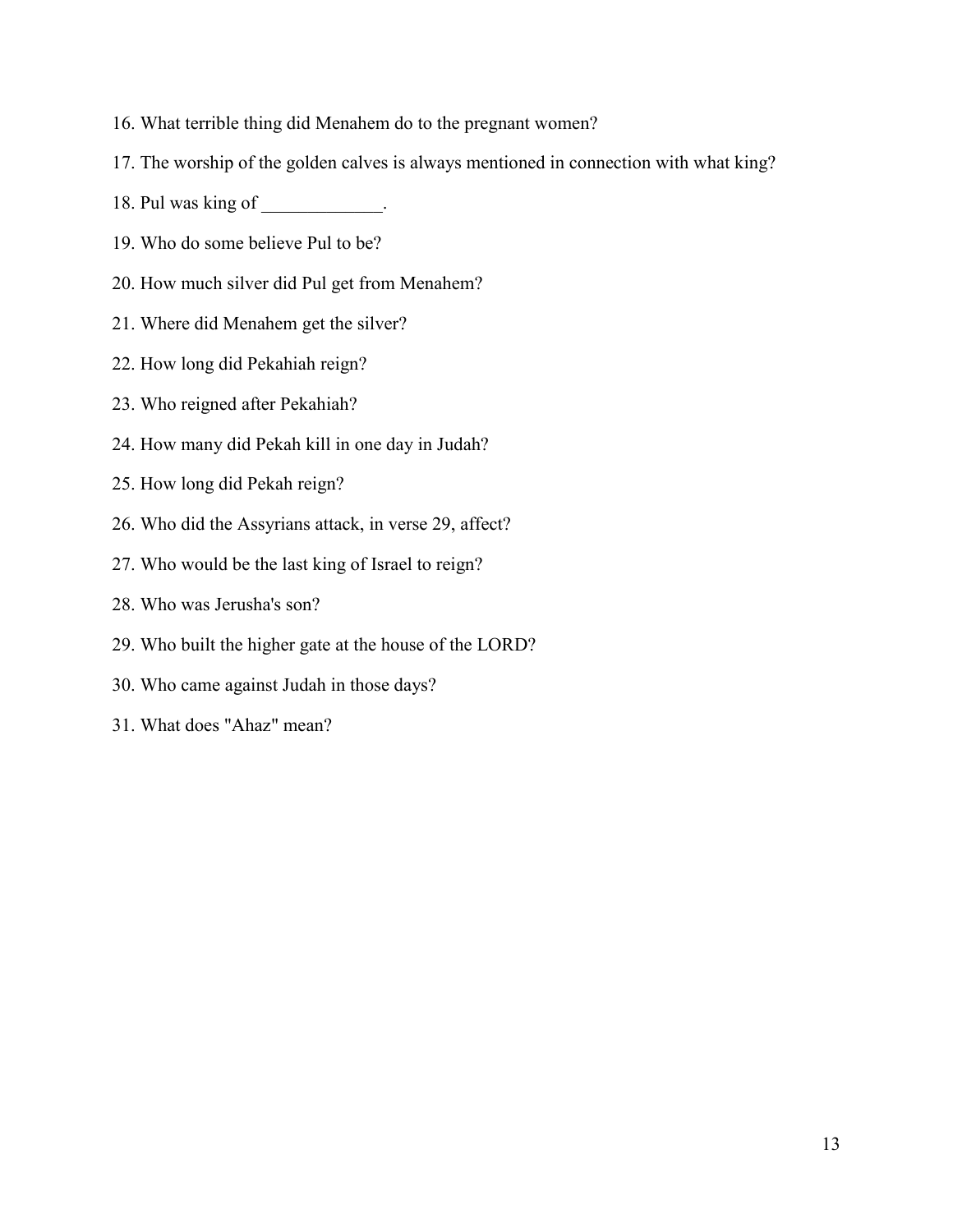16. What terrible thing did Menahem do to the pregnant women?

17. The worship of the golden calves is always mentioned in connection with what king?

18. Pul was king of _____________.

19. Who do some believe Pul to be?

20. How much silver did Pul get from Menahem?

21. Where did Menahem get the silver?

22. How long did Pekahiah reign?

23. Who reigned after Pekahiah?

24. How many did Pekah kill in one day in Judah?

25. How long did Pekah reign?

26. Who did the Assyrians attack, in verse 29, affect?

27. Who would be the last king of Israel to reign?

28. Who was Jerusha's son?

29. Who built the higher gate at the house of the LORD?

30. Who came against Judah in those days?

31. What does "Ahaz" mean?